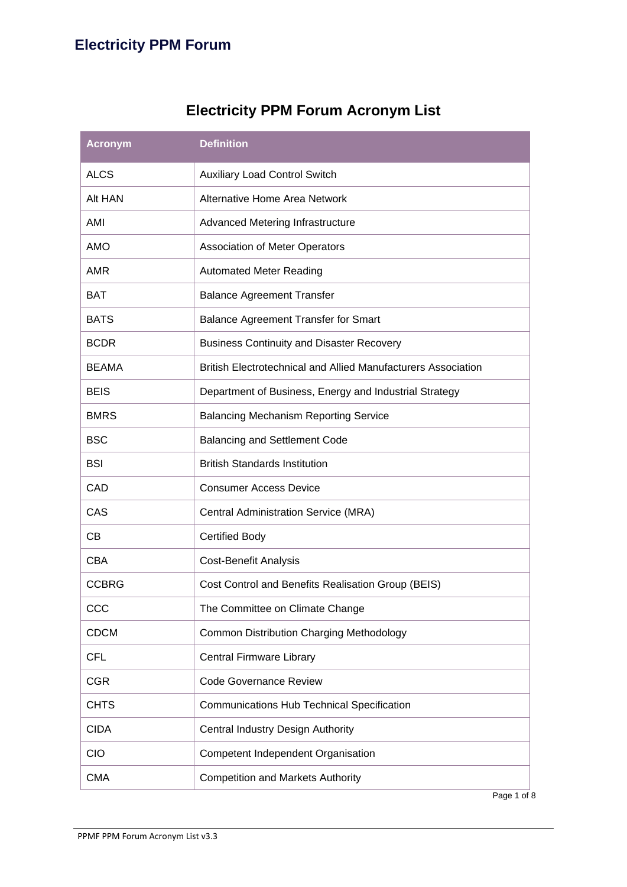# Electricity PPM Forum

## Electricity PPM Forum Acronym List

| Acronym | Definition |
| --- | --- |
| ALCS | Auxiliary Load Control Switch |
| Alt HAN | Alternative Home Area Network |
| AMI | Advanced Metering Infrastructure |
| AMO | Association of Meter Operators |
| AMR | Automated Meter Reading |
| BAT | Balance Agreement Transfer |
| BATS | Balance Agreement Transfer for Smart |
| BCDR | Business Continuity and Disaster Recovery |
| BEAMA | British Electrotechnical and Allied Manufacturers Association |
| BEIS | Department of Business, Energy and Industrial Strategy |
| BMRS | Balancing Mechanism Reporting Service |
| BSC | Balancing and Settlement Code |
| BSI | British Standards Institution |
| CAD | Consumer Access Device |
| CAS | Central Administration Service (MRA) |
| CB | Certified Body |
| CBA | Cost-Benefit Analysis |
| CCBRG | Cost Control and Benefits Realisation Group (BEIS) |
| CCC | The Committee on Climate Change |
| CDCM | Common Distribution Charging Methodology |
| CFL | Central Firmware Library |
| CGR | Code Governance Review |
| CHTS | Communications Hub Technical Specification |
| CIDA | Central Industry Design Authority |
| CIO | Competent Independent Organisation |
| CMA | Competition and Markets Authority |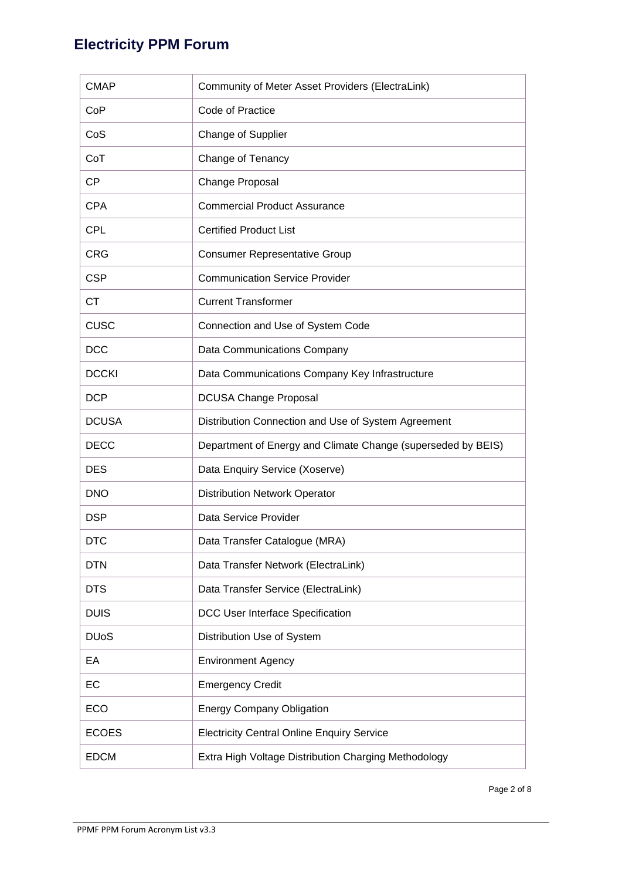# Electricity PPM Forum

| | |
|---|---|
| CMAP | Community of Meter Asset Providers (ElectraLink) |
| CoP | Code of Practice |
| CoS | Change of Supplier |
| CoT | Change of Tenancy |
| CP | Change Proposal |
| CPA | Commercial Product Assurance |
| CPL | Certified Product List |
| CRG | Consumer Representative Group |
| CSP | Communication Service Provider |
| CT | Current Transformer |
| CUSC | Connection and Use of System Code |
| DCC | Data Communications Company |
| DCCKI | Data Communications Company Key Infrastructure |
| DCP | DCUSA Change Proposal |
| DCUSA | Distribution Connection and Use of System Agreement |
| DECC | Department of Energy and Climate Change (superseded by BEIS) |
| DES | Data Enquiry Service (Xoserve) |
| DNO | Distribution Network Operator |
| DSP | Data Service Provider |
| DTC | Data Transfer Catalogue (MRA) |
| DTN | Data Transfer Network (ElectraLink) |
| DTS | Data Transfer Service (ElectraLink) |
| DUIS | DCC User Interface Specification |
| DUoS | Distribution Use of System |
| EA | Environment Agency |
| EC | Emergency Credit |
| ECO | Energy Company Obligation |
| ECOES | Electricity Central Online Enquiry Service |
| EDCM | Extra High Voltage Distribution Charging Methodology |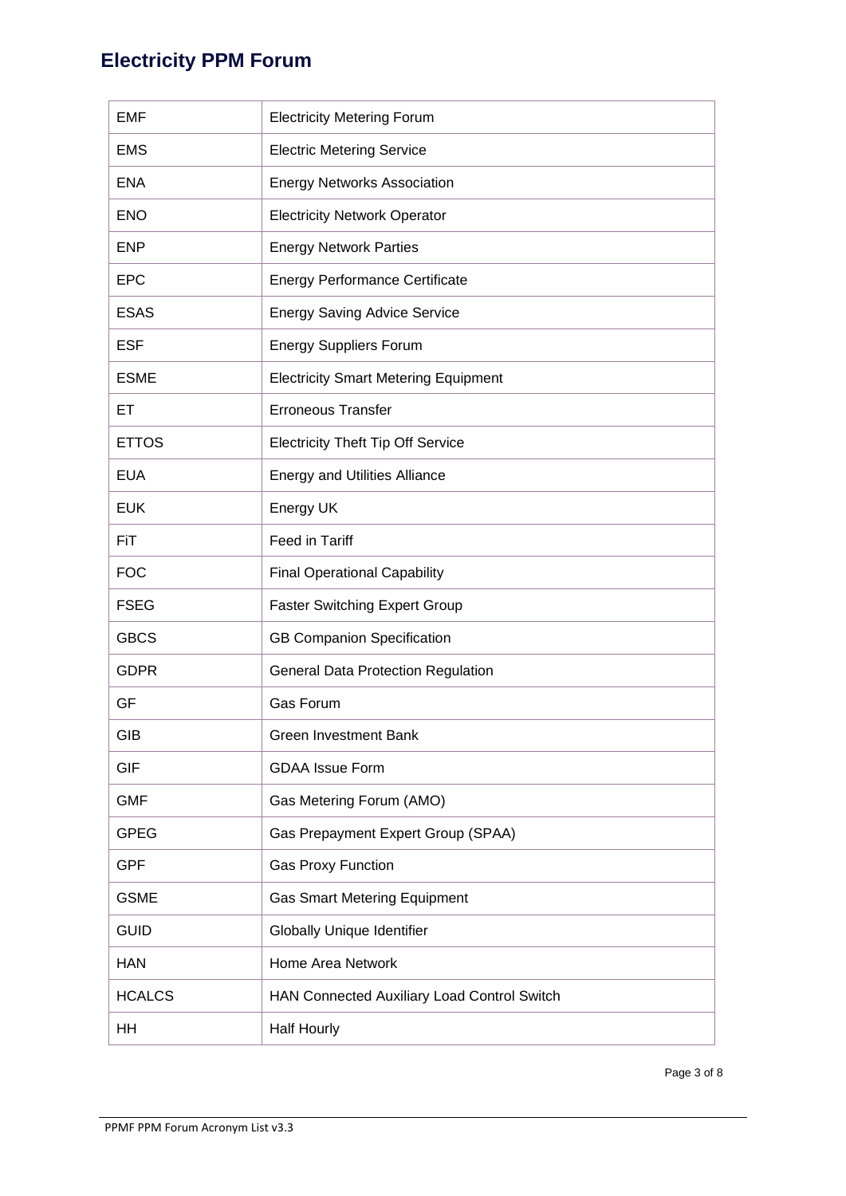# Electricity PPM Forum

| | |
|---|---|
| EMF | Electricity Metering Forum |
| EMS | Electric Metering Service |
| ENA | Energy Networks Association |
| ENO | Electricity Network Operator |
| ENP | Energy Network Parties |
| EPC | Energy Performance Certificate |
| ESAS | Energy Saving Advice Service |
| ESF | Energy Suppliers Forum |
| ESME | Electricity Smart Metering Equipment |
| ET | Erroneous Transfer |
| ETTOS | Electricity Theft Tip Off Service |
| EUA | Energy and Utilities Alliance |
| EUK | Energy UK |
| FiT | Feed in Tariff |
| FOC | Final Operational Capability |
| FSEG | Faster Switching Expert Group |
| GBCS | GB Companion Specification |
| GDPR | General Data Protection Regulation |
| GF | Gas Forum |
| GIB | Green Investment Bank |
| GIF | GDAA Issue Form |
| GMF | Gas Metering Forum (AMO) |
| GPEG | Gas Prepayment Expert Group (SPAA) |
| GPF | Gas Proxy Function |
| GSME | Gas Smart Metering Equipment |
| GUID | Globally Unique Identifier |
| HAN | Home Area Network |
| HCALCS | HAN Connected Auxiliary Load Control Switch |
| HH | Half Hourly |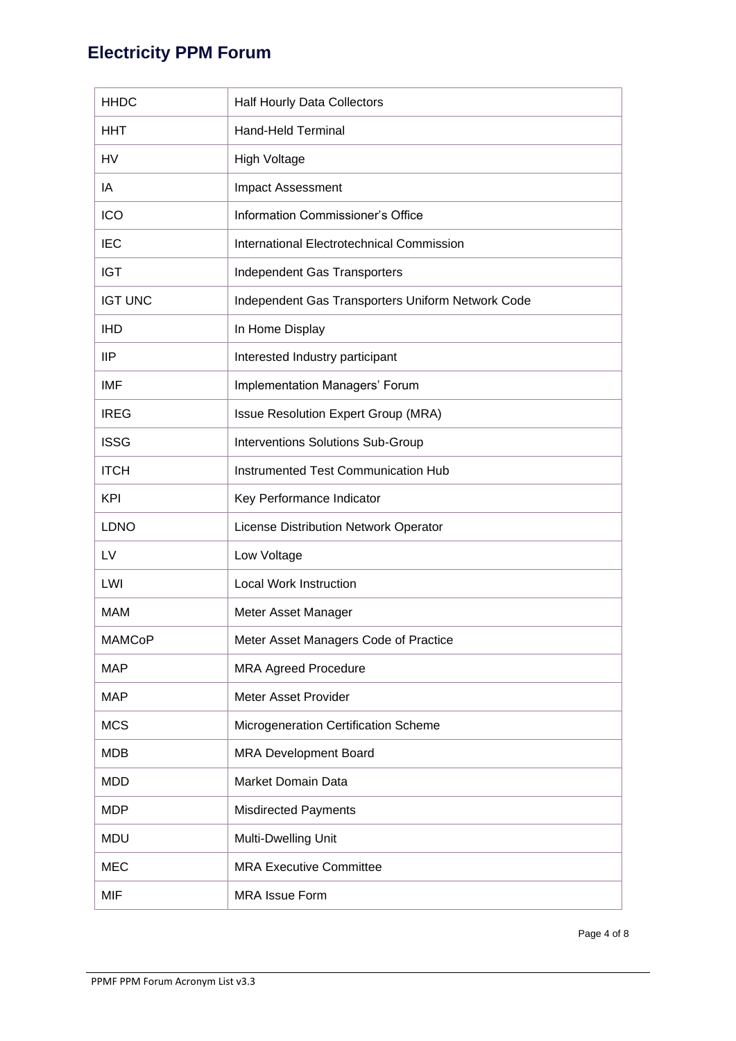# Electricity PPM Forum

| | |
|---|---|
| HHDC | Half Hourly Data Collectors |
| HHT | Hand-Held Terminal |
| HV | High Voltage |
| IA | Impact Assessment |
| ICO | Information Commissioner's Office |
| IEC | International Electrotechnical Commission |
| IGT | Independent Gas Transporters |
| IGT UNC | Independent Gas Transporters Uniform Network Code |
| IHD | In Home Display |
| IIP | Interested Industry participant |
| IMF | Implementation Managers' Forum |
| IREG | Issue Resolution Expert Group (MRA) |
| ISSG | Interventions Solutions Sub-Group |
| ITCH | Instrumented Test Communication Hub |
| KPI | Key Performance Indicator |
| LDNO | License Distribution Network Operator |
| LV | Low Voltage |
| LWI | Local Work Instruction |
| MAM | Meter Asset Manager |
| MAMCoP | Meter Asset Managers Code of Practice |
| MAP | MRA Agreed Procedure |
| MAP | Meter Asset Provider |
| MCS | Microgeneration Certification Scheme |
| MDB | MRA Development Board |
| MDD | Market Domain Data |
| MDP | Misdirected Payments |
| MDU | Multi-Dwelling Unit |
| MEC | MRA Executive Committee |
| MIF | MRA Issue Form |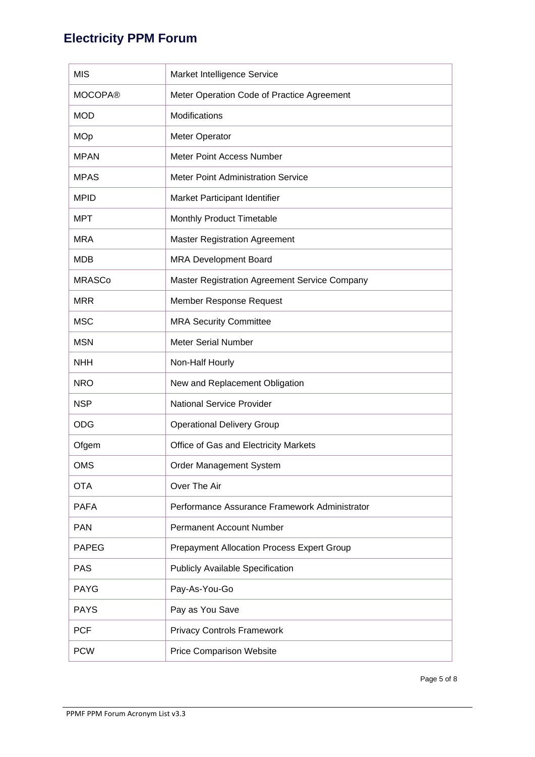# Electricity PPM Forum

| | |
|---|---|
| MIS | Market Intelligence Service |
| MOCOPA® | Meter Operation Code of Practice Agreement |
| MOD | Modifications |
| MOp | Meter Operator |
| MPAN | Meter Point Access Number |
| MPAS | Meter Point Administration Service |
| MPID | Market Participant Identifier |
| MPT | Monthly Product Timetable |
| MRA | Master Registration Agreement |
| MDB | MRA Development Board |
| MRASCo | Master Registration Agreement Service Company |
| MRR | Member Response Request |
| MSC | MRA Security Committee |
| MSN | Meter Serial Number |
| NHH | Non-Half Hourly |
| NRO | New and Replacement Obligation |
| NSP | National Service Provider |
| ODG | Operational Delivery Group |
| Ofgem | Office of Gas and Electricity Markets |
| OMS | Order Management System |
| OTA | Over The Air |
| PAFA | Performance Assurance Framework Administrator |
| PAN | Permanent Account Number |
| PAPEG | Prepayment Allocation Process Expert Group |
| PAS | Publicly Available Specification |
| PAYG | Pay-As-You-Go |
| PAYS | Pay as You Save |
| PCF | Privacy Controls Framework |
| PCW | Price Comparison Website |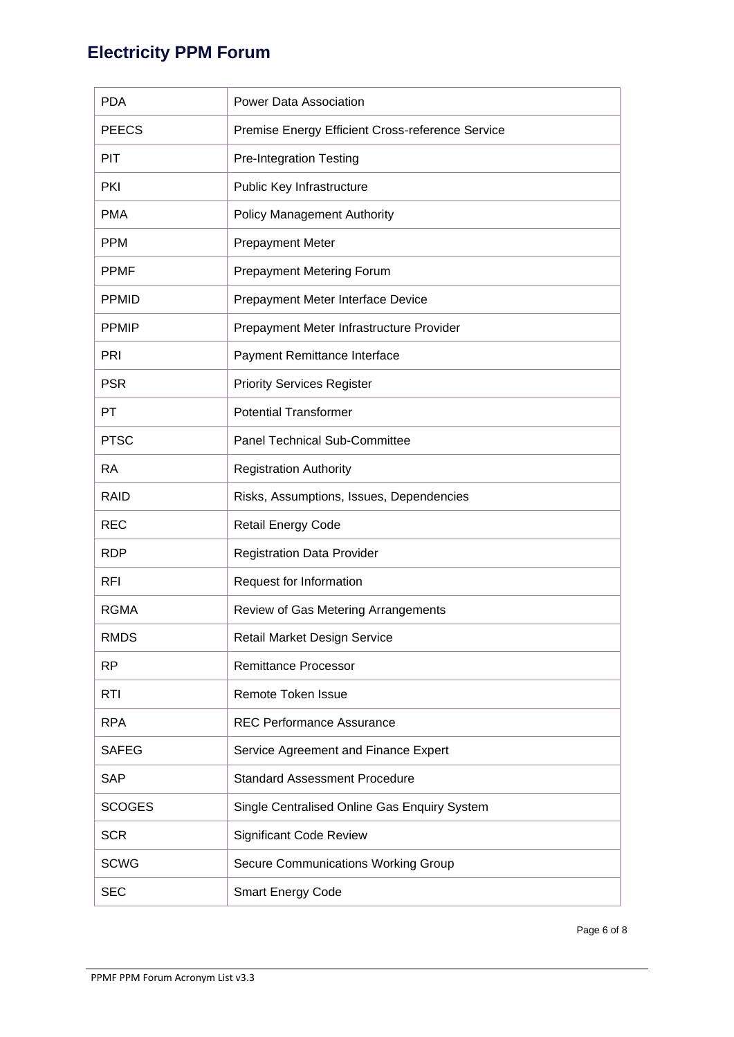# Electricity PPM Forum

| | |
|---|---|
| PDA | Power Data Association |
| PEECS | Premise Energy Efficient Cross-reference Service |
| PIT | Pre-Integration Testing |
| PKI | Public Key Infrastructure |
| PMA | Policy Management Authority |
| PPM | Prepayment Meter |
| PPMF | Prepayment Metering Forum |
| PPMID | Prepayment Meter Interface Device |
| PPMIP | Prepayment Meter Infrastructure Provider |
| PRI | Payment Remittance Interface |
| PSR | Priority Services Register |
| PT | Potential Transformer |
| PTSC | Panel Technical Sub-Committee |
| RA | Registration Authority |
| RAID | Risks, Assumptions, Issues, Dependencies |
| REC | Retail Energy Code |
| RDP | Registration Data Provider |
| RFI | Request for Information |
| RGMA | Review of Gas Metering Arrangements |
| RMDS | Retail Market Design Service |
| RP | Remittance Processor |
| RTI | Remote Token Issue |
| RPA | REC Performance Assurance |
| SAFEG | Service Agreement and Finance Expert |
| SAP | Standard Assessment Procedure |
| SCOGES | Single Centralised Online Gas Enquiry System |
| SCR | Significant Code Review |
| SCWG | Secure Communications Working Group |
| SEC | Smart Energy Code |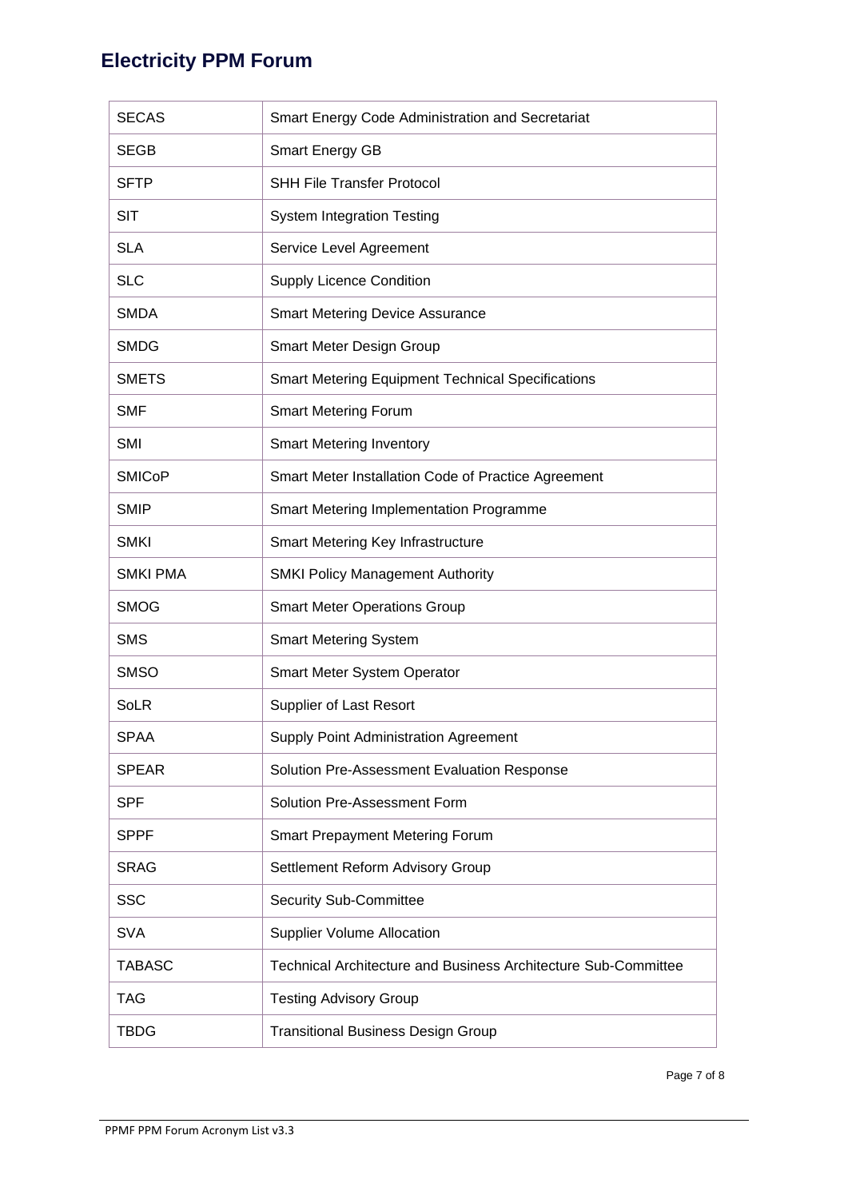| | |
|---|---|
| SECAS | Smart Energy Code Administration and Secretariat |
| SEGB | Smart Energy GB |
| SFTP | SHH File Transfer Protocol |
| SIT | System Integration Testing |
| SLA | Service Level Agreement |
| SLC | Supply Licence Condition |
| SMDA | Smart Metering Device Assurance |
| SMDG | Smart Meter Design Group |
| SMETS | Smart Metering Equipment Technical Specifications |
| SMF | Smart Metering Forum |
| SMI | Smart Metering Inventory |
| SMICoP | Smart Meter Installation Code of Practice Agreement |
| SMIP | Smart Metering Implementation Programme |
| SMKI | Smart Metering Key Infrastructure |
| SMKI PMA | SMKI Policy Management Authority |
| SMOG | Smart Meter Operations Group |
| SMS | Smart Metering System |
| SMSO | Smart Meter System Operator |
| SoLR | Supplier of Last Resort |
| SPAA | Supply Point Administration Agreement |
| SPEAR | Solution Pre-Assessment Evaluation Response |
| SPF | Solution Pre-Assessment Form |
| SPPF | Smart Prepayment Metering Forum |
| SRAG | Settlement Reform Advisory Group |
| SSC | Security Sub-Committee |
| SVA | Supplier Volume Allocation |
| TABASC | Technical Architecture and Business Architecture Sub-Committee |
| TAG | Testing Advisory Group |
| TBDG | Transitional Business Design Group |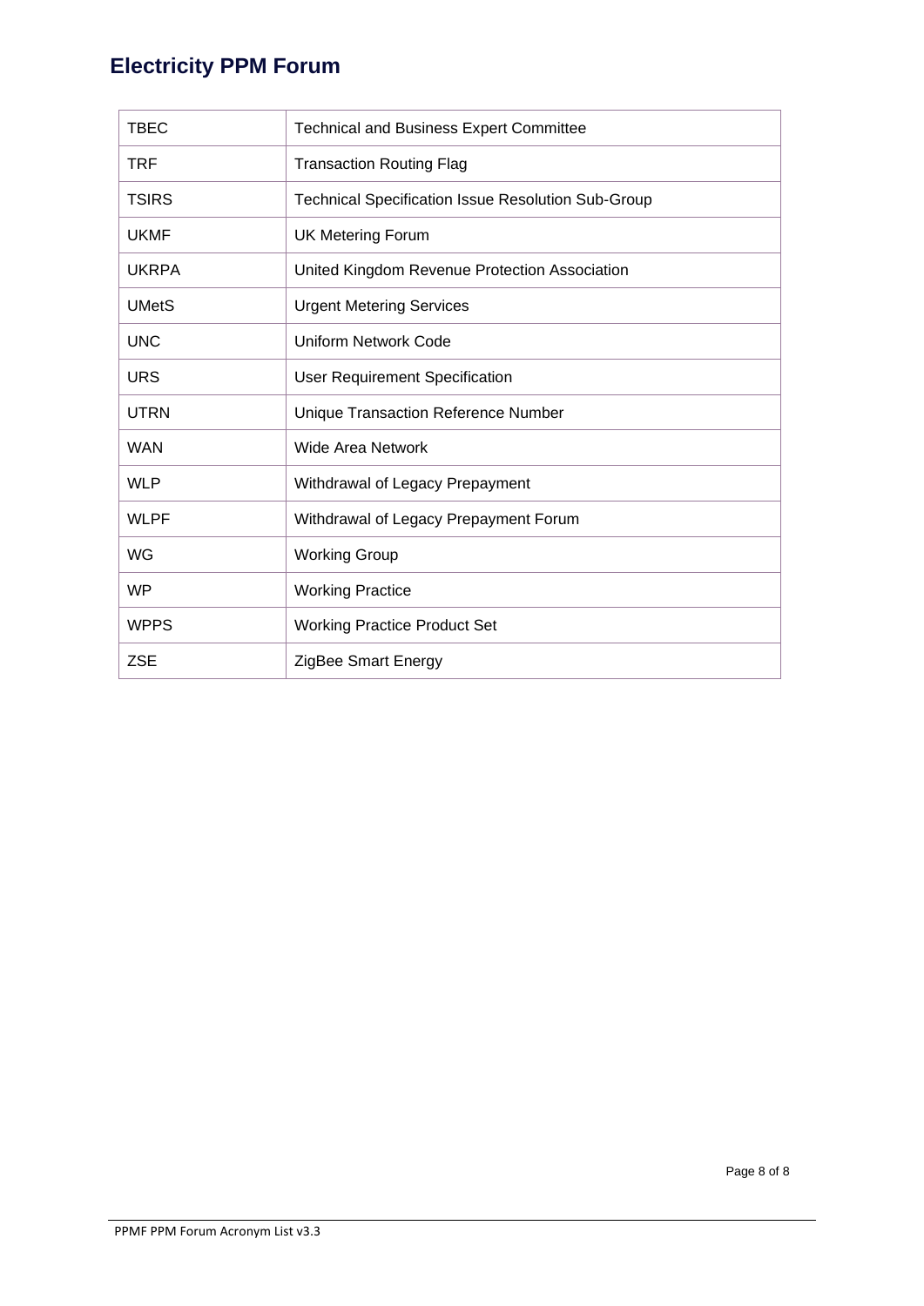| | |
|---|---|
| TBEC | Technical and Business Expert Committee |
| TRF | Transaction Routing Flag |
| TSIRS | Technical Specification Issue Resolution Sub-Group |
| UKMF | UK Metering Forum |
| UKRPA | United Kingdom Revenue Protection Association |
| UMetS | Urgent Metering Services |
| UNC | Uniform Network Code |
| URS | User Requirement Specification |
| UTRN | Unique Transaction Reference Number |
| WAN | Wide Area Network |
| WLP | Withdrawal of Legacy Prepayment |
| WLPF | Withdrawal of Legacy Prepayment Forum |
| WG | Working Group |
| WP | Working Practice |
| WPPS | Working Practice Product Set |
| ZSE | ZigBee Smart Energy |